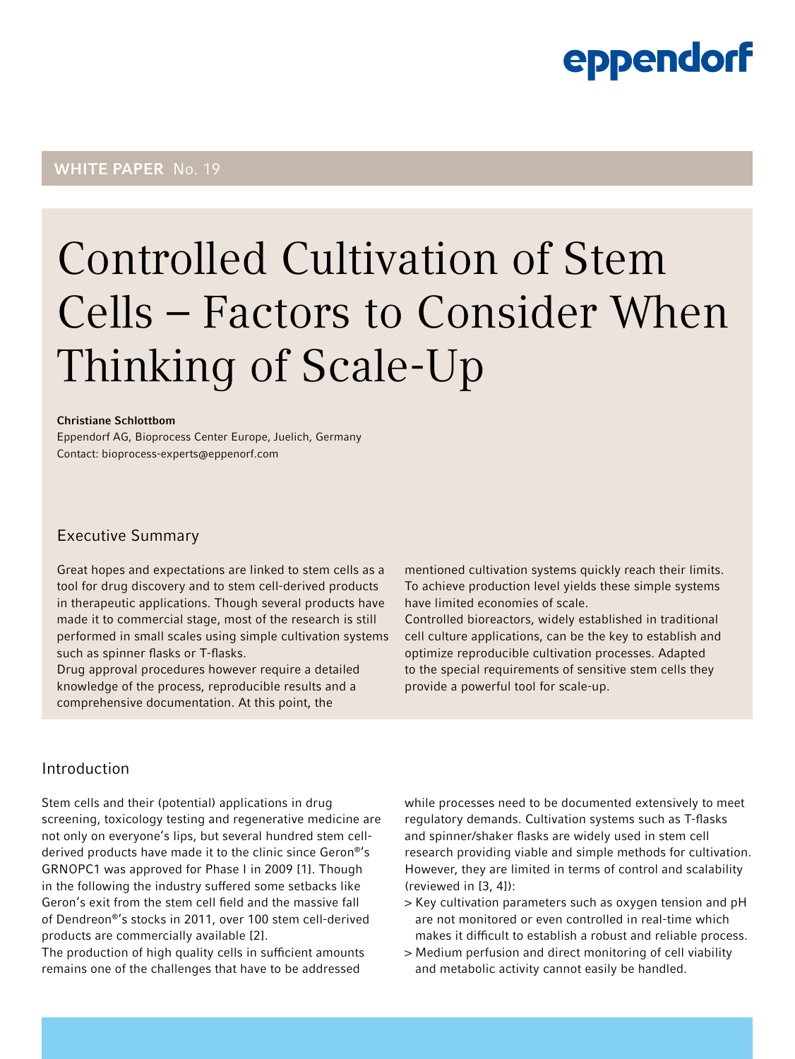eppendorf

**WHITE PAPER** No. 19

# Controlled Cultivation of Stem Cells – Factors to Consider When Thinking of Scale-Up

**Christiane Schlottbom**
Eppendorf AG, Bioprocess Center Europe, Juelich, Germany
Contact: bioprocess-experts@eppenorf.com

## Executive Summary

Great hopes and expectations are linked to stem cells as a tool for drug discovery and to stem cell-derived products in therapeutic applications. Though several products have made it to commercial stage, most of the research is still performed in small scales using simple cultivation systems such as spinner flasks or T-flasks.
Drug approval procedures however require a detailed knowledge of the process, reproducible results and a comprehensive documentation. At this point, the mentioned cultivation systems quickly reach their limits. To achieve production level yields these simple systems have limited economies of scale.
Controlled bioreactors, widely established in traditional cell culture applications, can be the key to establish and optimize reproducible cultivation processes. Adapted to the special requirements of sensitive stem cells they provide a powerful tool for scale-up.

## Introduction

Stem cells and their (potential) applications in drug screening, toxicology testing and regenerative medicine are not only on everyone's lips, but several hundred stem cell-derived products have made it to the clinic since Geron®'s GRNOPC1 was approved for Phase I in 2009 [1]. Though in the following the industry suffered some setbacks like Geron's exit from the stem cell field and the massive fall of Dendreon®'s stocks in 2011, over 100 stem cell-derived products are commercially available [2].
The production of high quality cells in sufficient amounts remains one of the challenges that have to be addressed while processes need to be documented extensively to meet regulatory demands. Cultivation systems such as T-flasks and spinner/shaker flasks are widely used in stem cell research providing viable and simple methods for cultivation. However, they are limited in terms of control and scalability (reviewed in [3, 4]):

> Key cultivation parameters such as oxygen tension and pH are not monitored or even controlled in real-time which makes it difficult to establish a robust and reliable process.

> Medium perfusion and direct monitoring of cell viability and metabolic activity cannot easily be handled.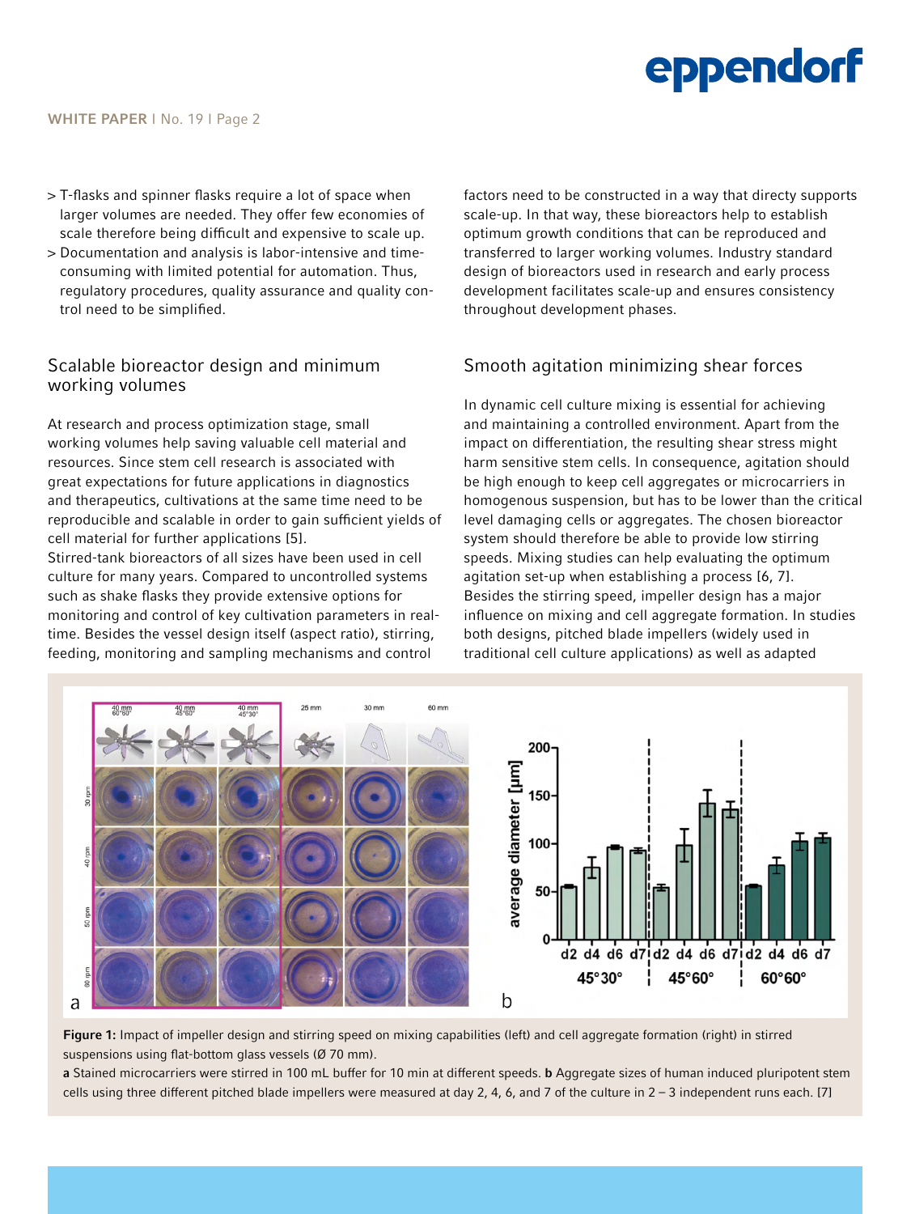- T-flasks and spinner flasks require a lot of space when larger volumes are needed. They offer few economies of scale therefore being difficult and expensive to scale up.
- Documentation and analysis is labor-intensive and time-consuming with limited potential for automation. Thus, regulatory procedures, quality assurance and quality control need to be simplified.

## Scalable bioreactor design and minimum working volumes

At research and process optimization stage, small working volumes help saving valuable cell material and resources. Since stem cell research is associated with great expectations for future applications in diagnostics and therapeutics, cultivations at the same time need to be reproducible and scalable in order to gain sufficient yields of cell material for further applications [5].
Stirred-tank bioreactors of all sizes have been used in cell culture for many years. Compared to uncontrolled systems such as shake flasks they provide extensive options for monitoring and control of key cultivation parameters in real-time. Besides the vessel design itself (aspect ratio), stirring, feeding, monitoring and sampling mechanisms and control factors need to be constructed in a way that directy supports scale-up. In that way, these bioreactors help to establish optimum growth conditions that can be reproduced and transferred to larger working volumes. Industry standard design of bioreactors used in research and early process development facilitates scale-up and ensures consistency throughout development phases.

## Smooth agitation minimizing shear forces

In dynamic cell culture mixing is essential for achieving and maintaining a controlled environment. Apart from the impact on differentiation, the resulting shear stress might harm sensitive stem cells. In consequence, agitation should be high enough to keep cell aggregates or microcarriers in homogenous suspension, but has to be lower than the critical level damaging cells or aggregates. The chosen bioreactor system should therefore be able to provide low stirring speeds. Mixing studies can help evaluating the optimum agitation set-up when establishing a process [6, 7].
Besides the stirring speed, impeller design has a major influence on mixing and cell aggregate formation. In studies both designs, pitched blade impellers (widely used in traditional cell culture applications) as well as adapted

**Figure 1:** Impact of impeller design and stirring speed on mixing capabilities (left) and cell aggregate formation (right) in stirred suspensions using flat-bottom glass vessels (Ø 70 mm).
**a** Stained microcarriers were stirred in 100 mL buffer for 10 min at different speeds. **b** Aggregate sizes of human induced pluripotent stem cells using three different pitched blade impellers were measured at day 2, 4, 6, and 7 of the culture in 2 – 3 independent runs each. [7]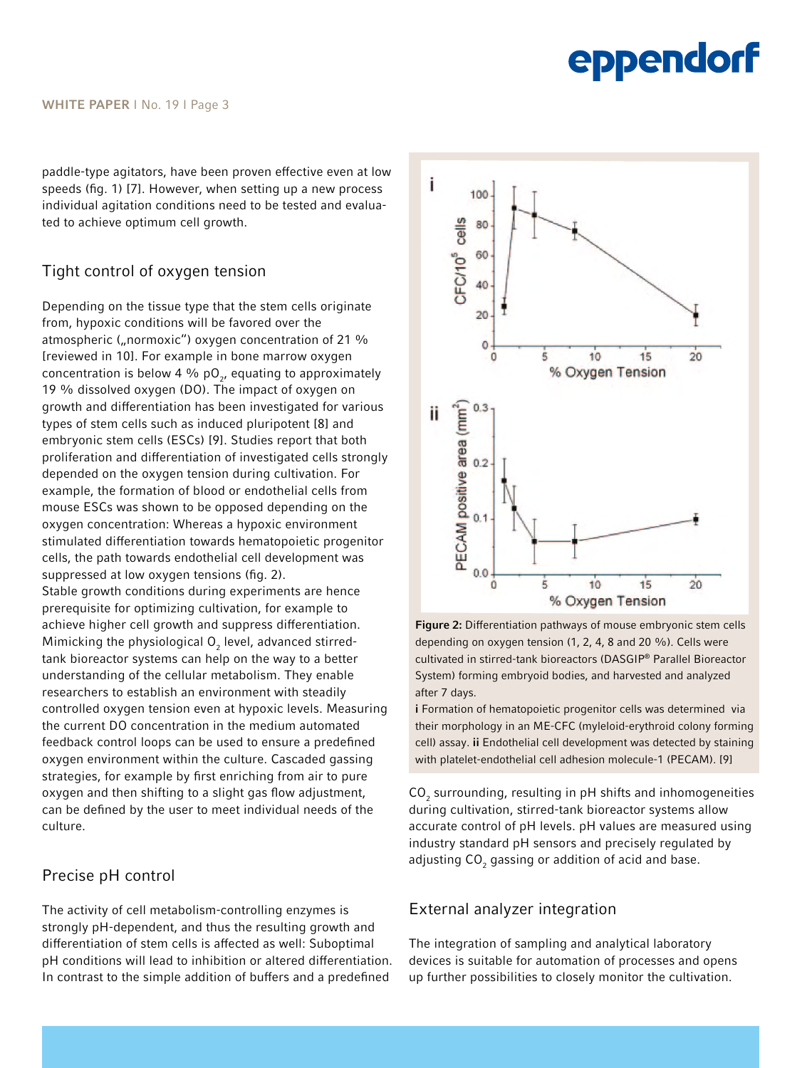paddle-type agitators, have been proven effective even at low speeds (fig. 1) [7]. However, when setting up a new process individual agitation conditions need to be tested and evaluated to achieve optimum cell growth.

## Tight control of oxygen tension

Depending on the tissue type that the stem cells originate from, hypoxic conditions will be favored over the atmospheric („normoxic") oxygen concentration of 21 % [reviewed in 10]. For example in bone marrow oxygen concentration is below 4 % $pO_2$, equating to approximately 19 % dissolved oxygen (DO). The impact of oxygen on growth and differentiation has been investigated for various types of stem cells such as induced pluripotent [8] and embryonic stem cells (ESCs) [9]. Studies report that both proliferation and differentiation of investigated cells strongly depended on the oxygen tension during cultivation. For example, the formation of blood or endothelial cells from mouse ESCs was shown to be opposed depending on the oxygen concentration: Whereas a hypoxic environment stimulated differentiation towards hematopoietic progenitor cells, the path towards endothelial cell development was suppressed at low oxygen tensions (fig. 2).
Stable growth conditions during experiments are hence prerequisite for optimizing cultivation, for example to achieve higher cell growth and suppress differentiation. Mimicking the physiological $O_2$ level, advanced stirred-tank bioreactor systems can help on the way to a better understanding of the cellular metabolism. They enable researchers to establish an environment with steadily controlled oxygen tension even at hypoxic levels. Measuring the current DO concentration in the medium automated feedback control loops can be used to ensure a predefined oxygen environment within the culture. Cascaded gassing strategies, for example by first enriching from air to pure oxygen and then shifting to a slight gas flow adjustment, can be defined by the user to meet individual needs of the culture.

**Figure 2:** Differentiation pathways of mouse embryonic stem cells depending on oxygen tension (1, 2, 4, 8 and 20 %). Cells were cultivated in stirred-tank bioreactors (DASGIP® Parallel Bioreactor System) forming embryoid bodies, and harvested and analyzed after 7 days.
**i** Formation of hematopoietic progenitor cells was determined via their morphology in an ME-CFC (myleloid-erythroid colony forming cell) assay. **ii** Endothelial cell development was detected by staining with platelet-endothelial cell adhesion molecule-1 (PECAM). [9]

## Precise pH control

The activity of cell metabolism-controlling enzymes is strongly pH-dependent, and thus the resulting growth and differentiation of stem cells is affected as well: Suboptimal pH conditions will lead to inhibition or altered differentiation. In contrast to the simple addition of buffers and a predefined $CO_2$ surrounding, resulting in pH shifts and inhomogeneities during cultivation, stirred-tank bioreactor systems allow accurate control of pH levels. pH values are measured using industry standard pH sensors and precisely regulated by adjusting $CO_2$ gassing or addition of acid and base.

## External analyzer integration

The integration of sampling and analytical laboratory devices is suitable for automation of processes and opens up further possibilities to closely monitor the cultivation.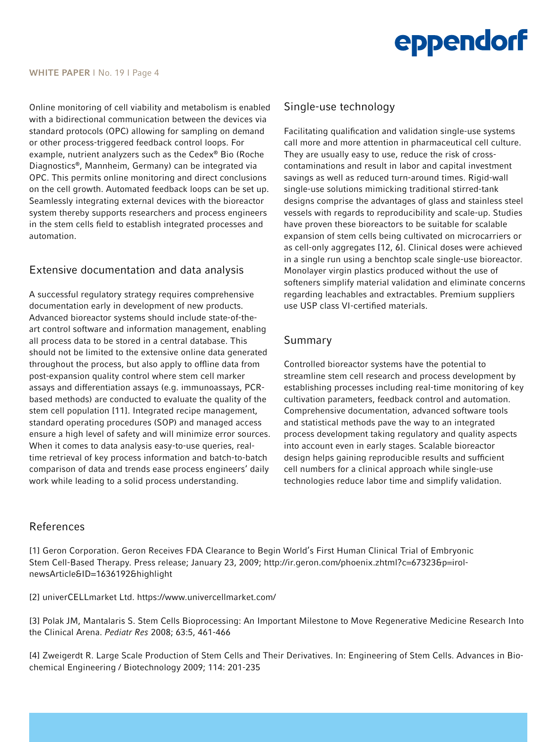Online monitoring of cell viability and metabolism is enabled with a bidirectional communication between the devices via standard protocols (OPC) allowing for sampling on demand or other process-triggered feedback control loops. For example, nutrient analyzers such as the Cedex® Bio (Roche Diagnostics®, Mannheim, Germany) can be integrated via OPC. This permits online monitoring and direct conclusions on the cell growth. Automated feedback loops can be set up. Seamlessly integrating external devices with the bioreactor system thereby supports researchers and process engineers in the stem cells field to establish integrated processes and automation.

## Extensive documentation and data analysis

A successful regulatory strategy requires comprehensive documentation early in development of new products. Advanced bioreactor systems should include state-of-the-art control software and information management, enabling all process data to be stored in a central database. This should not be limited to the extensive online data generated throughout the process, but also apply to offline data from post-expansion quality control where stem cell marker assays and differentiation assays (e.g. immunoassays, PCR-based methods) are conducted to evaluate the quality of the stem cell population [11]. Integrated recipe management, standard operating procedures (SOP) and managed access ensure a high level of safety and will minimize error sources. When it comes to data analysis easy-to-use queries, real-time retrieval of key process information and batch-to-batch comparison of data and trends ease process engineers' daily work while leading to a solid process understanding.

## Single-use technology

Facilitating qualification and validation single-use systems call more and more attention in pharmaceutical cell culture. They are usually easy to use, reduce the risk of cross-contaminations and result in labor and capital investment savings as well as reduced turn-around times. Rigid-wall single-use solutions mimicking traditional stirred-tank designs comprise the advantages of glass and stainless steel vessels with regards to reproducibility and scale-up. Studies have proven these bioreactors to be suitable for scalable expansion of stem cells being cultivated on microcarriers or as cell-only aggregates [12, 6]. Clinical doses were achieved in a single run using a benchtop scale single-use bioreactor. Monolayer virgin plastics produced without the use of softeners simplify material validation and eliminate concerns regarding leachables and extractables. Premium suppliers use USP class VI-certified materials.

## Summary

Controlled bioreactor systems have the potential to streamline stem cell research and process development by establishing processes including real-time monitoring of key cultivation parameters, feedback control and automation. Comprehensive documentation, advanced software tools and statistical methods pave the way to an integrated process development taking regulatory and quality aspects into account even in early stages. Scalable bioreactor design helps gaining reproducible results and sufficient cell numbers for a clinical approach while single-use technologies reduce labor time and simplify validation.

## References

[1] Geron Corporation. Geron Receives FDA Clearance to Begin World's First Human Clinical Trial of Embryonic Stem Cell-Based Therapy. Press release; January 23, 2009; http://ir.geron.com/phoenix.zhtml?c=67323&p=irol-newsArticle&ID=1636192&highlight

[2] univerCELLmarket Ltd. https://www.univercellmarket.com/

[3] Polak JM, Mantalaris S. Stem Cells Bioprocessing: An Important Milestone to Move Regenerative Medicine Research Into the Clinical Arena. *Pediatr Res* 2008; 63:5, 461-466

[4] Zweigerdt R. Large Scale Production of Stem Cells and Their Derivatives. In: Engineering of Stem Cells. Advances in Biochemical Engineering / Biotechnology 2009; 114: 201-235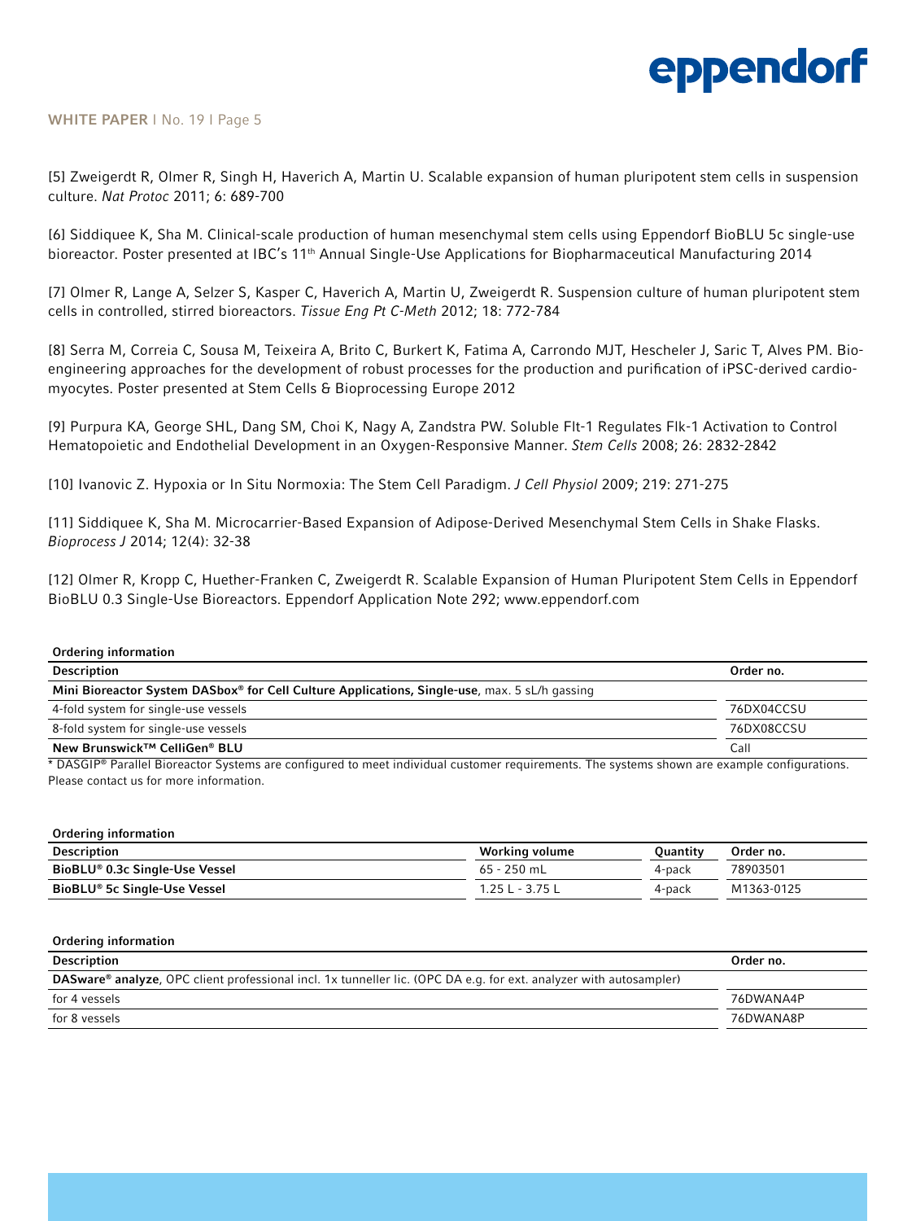[5] Zweigerdt R, Olmer R, Singh H, Haverich A, Martin U. Scalable expansion of human pluripotent stem cells in suspension culture. *Nat Protoc* 2011; 6: 689-700

[6] Siddiquee K, Sha M. Clinical-scale production of human mesenchymal stem cells using Eppendorf BioBLU 5c single-use bioreactor. Poster presented at IBC's 11th Annual Single-Use Applications for Biopharmaceutical Manufacturing 2014

[7] Olmer R, Lange A, Selzer S, Kasper C, Haverich A, Martin U, Zweigerdt R. Suspension culture of human pluripotent stem cells in controlled, stirred bioreactors. *Tissue Eng Pt C-Meth* 2012; 18: 772-784

[8] Serra M, Correia C, Sousa M, Teixeira A, Brito C, Burkert K, Fatima A, Carrondo MJT, Hescheler J, Saric T, Alves PM. Bioengineering approaches for the development of robust processes for the production and purification of iPSC-derived cardiomyocytes. Poster presented at Stem Cells & Bioprocessing Europe 2012

[9] Purpura KA, George SHL, Dang SM, Choi K, Nagy A, Zandstra PW. Soluble Flt-1 Regulates Flk-1 Activation to Control Hematopoietic and Endothelial Development in an Oxygen-Responsive Manner. *Stem Cells* 2008; 26: 2832-2842

[10] Ivanovic Z. Hypoxia or In Situ Normoxia: The Stem Cell Paradigm. *J Cell Physiol* 2009; 219: 271-275

[11] Siddiquee K, Sha M. Microcarrier-Based Expansion of Adipose-Derived Mesenchymal Stem Cells in Shake Flasks. *Bioprocess J* 2014; 12(4): 32-38

[12] Olmer R, Kropp C, Huether-Franken C, Zweigerdt R. Scalable Expansion of Human Pluripotent Stem Cells in Eppendorf BioBLU 0.3 Single-Use Bioreactors. Eppendorf Application Note 292; www.eppendorf.com

**Ordering information**

| Description | Order no. |
|---|---|
| **Mini Bioreactor System DASbox® for Cell Culture Applications, Single-use**, max. 5 sL/h gassing | |
| 4-fold system for single-use vessels | 76DX04CCSU |
| 8-fold system for single-use vessels | 76DX08CCSU |
| **New Brunswick™ CelliGen® BLU** | Call |

* DASGIP® Parallel Bioreactor Systems are configured to meet individual customer requirements. The systems shown are example configurations. Please contact us for more information.

**Ordering information**

| Description | Working volume | Quantity | Order no. |
|---|---|---|---|
| **BioBLU® 0.3c Single-Use Vessel** | 65 - 250 mL | 4-pack | 78903501 |
| **BioBLU® 5c Single-Use Vessel** | 1.25 L - 3.75 L | 4-pack | M1363-0125 |

**Ordering information**

| Description | Order no. |
|---|---|
| **DASware® analyze**, OPC client professional incl. 1x tunneller lic. (OPC DA e.g. for ext. analyzer with autosampler) | |
| for 4 vessels | 76DWANA4P |
| for 8 vessels | 76DWANA8P |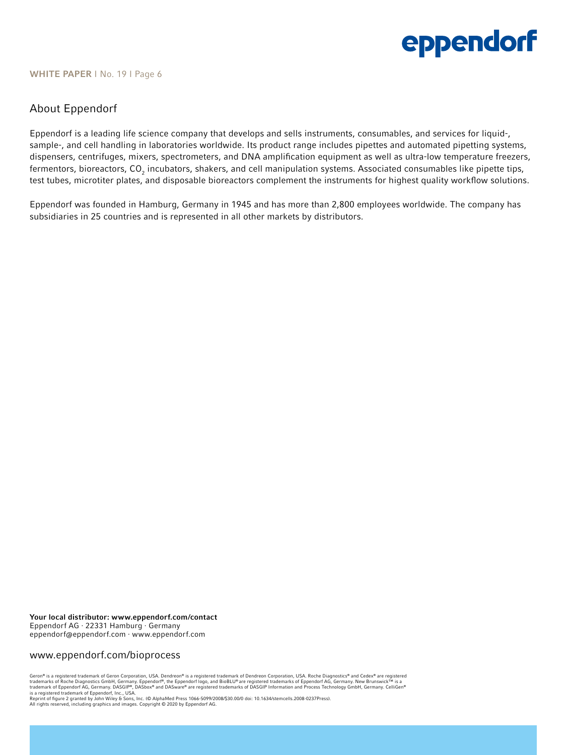## About Eppendorf

Eppendorf is a leading life science company that develops and sells instruments, consumables, and services for liquid-, sample-, and cell handling in laboratories worldwide. Its product range includes pipettes and automated pipetting systems, dispensers, centrifuges, mixers, spectrometers, and DNA amplification equipment as well as ultra-low temperature freezers, fermentors, bioreactors, $CO_2$ incubators, shakers, and cell manipulation systems. Associated consumables like pipette tips, test tubes, microtiter plates, and disposable bioreactors complement the instruments for highest quality workflow solutions.

Eppendorf was founded in Hamburg, Germany in 1945 and has more than 2,800 employees worldwide. The company has subsidiaries in 25 countries and is represented in all other markets by distributors.

**Your local distributor: www.eppendorf.com/contact**
Eppendorf AG · 22331 Hamburg · Germany
eppendorf@eppendorf.com · www.eppendorf.com

www.eppendorf.com/bioprocess

Geron® is a registered trademark of Geron Corporation, USA. Dendreon® is a registered trademark of Dendreon Corporation, USA. Roche Diagnostics® and Cedex® are registered trademarks of Roche Diagnostics GmbH, Germany. Eppendorf®, the Eppendorf logo, and BioBLU® are registered trademarks of Eppendorf AG, Germany. New Brunswick™ is a trademark of Eppendorf AG, Germany. DASGIP®, DASbox® and DASware® are registered trademarks of DASGIP Information and Process Technology GmbH, Germany. CelliGen® is a registered trademark of Eppendorf, Inc., USA.
Reprint of figure 2 granted by John Wiley & Sons, Inc. (© AlphaMed Press 1066-5099/2008/$30.00/0 doi: 10.1634/stemcells.2008-0237Press).
All rights reserved, including graphics and images. Copyright © 2020 by Eppendorf AG.